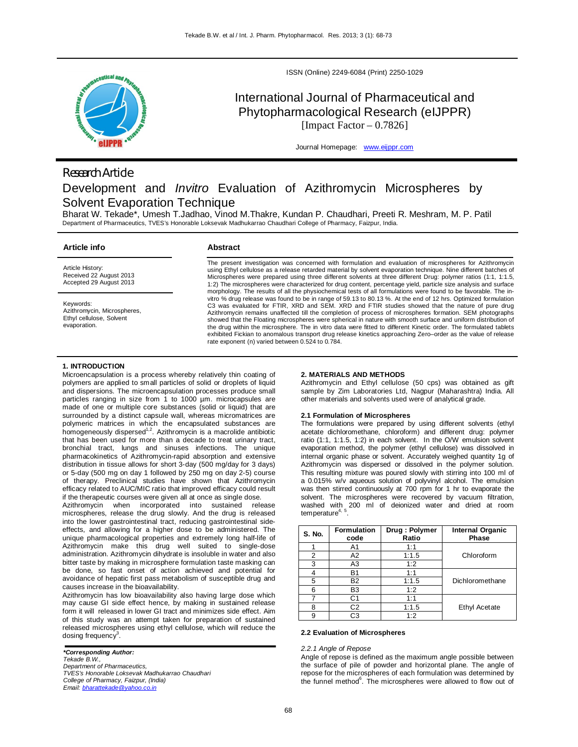ISSN (Online) 2249-6084 (Print) 2250-1029

# International Journal of Pharmaceutical and Phytopharmacological Research (eIJPPR)

[Impact Factor – 0.7826]

Journal Homepage: www.eijppr.com

Research Article

# Development and *Invitro* Evaluation of Azithromycin Microspheres by Solvent Evaporation Technique

Bharat W. Tekade*, Umesh T.Jadhao, Vinod M.Thakre, Kundan P. Chaudhari, Preeti R. Meshram, M. P. Patil

Department of Pharmaceutics, TVES's Honorable Loksevak Madhukarrao Chaudhari College of Pharmacy, Faizpur, India.

## Article info

Article History:
Received 22 August 2013
Accepted 29 August 2013

Keywords:
Azithromycin, Microspheres, Ethyl cellulose, Solvent evaporation.

## Abstract

The present investigation was concerned with formulation and evaluation of microspheres for Azithromycin using Ethyl cellulose as a release retarded material by solvent evaporation technique. Nine different batches of Microspheres were prepared using three different solvents at three different Drug: polymer ratios (1:1, 1:1.5, 1:2) The microspheres were characterized for drug content, percentage yield, particle size analysis and surface morphology. The results of all the physiochemical tests of all formulations were found to be favorable. The in-vitro % drug release was found to be in range of 59.13 to 80.13 %. At the end of 12 hrs. Optimized formulation C3 was evaluated for FTIR, XRD and SEM. XRD and FTIR studies showed that the nature of pure drug Azithromycin remains unaffected till the completion of process of microspheres formation. SEM photographs showed that the Floating microspheres were spherical in nature with smooth surface and uniform distribution of the drug within the microsphere. The in vitro data were fitted to different Kinetic order. The formulated tablets exhibited Fickian to anomalous transport drug release kinetics approaching Zero–order as the value of release rate exponent (n) varied between 0.524 to 0.784.

## 1. INTRODUCTION

Microencapsulation is a process whereby relatively thin coating of polymers are applied to small particles of solid or droplets of liquid and dispersions. The microencapsulation processes produce small particles ranging in size from 1 to 1000 µm. microcapsules are made of one or multiple core substances (solid or liquid) that are surrounded by a distinct capsule wall, whereas micromatrices are polymeric matrices in which the encapsulated substances are homogeneously dispersed[1,2]. Azithromycin is a macrolide antibiotic that has been used for more than a decade to treat urinary tract, bronchial tract, lungs and sinuses infections. The unique pharmacokinetics of Azithromycin-rapid absorption and extensive distribution in tissue allows for short 3-day (500 mg/day for 3 days) or 5-day (500 mg on day 1 followed by 250 mg on day 2-5) course of therapy. Preclinical studies have shown that Azithromycin efficacy related to AUC/MIC ratio that improved efficacy could result if the therapeutic courses were given all at once as single dose.

Azithromycin when incorporated into sustained release microspheres, release the drug slowly. And the drug is released into the lower gastrointestinal tract, reducing gastrointestinal side-effects, and allowing for a higher dose to be administered. The unique pharmacological properties and extremely long half-life of Azithromycin make this drug well suited to single-dose administration. Azithromycin dihydrate is insoluble in water and also bitter taste by making in microsphere formulation taste masking can be done, so fast onset of action achieved and potential for avoidance of hepatic first pass metabolism of susceptible drug and causes increase in the bioavailability.

Azithromycin has low bioavailability also having large dose which may cause GI side effect hence, by making in sustained release form it will released in lower GI tract and minimizes side effect. Aim of this study was an attempt taken for preparation of sustained released microspheres using ethyl cellulose, which will reduce the dosing frequency[3].

***Corresponding Author:***
*Tekade B.W.,*
*Department of Pharmaceutics,*
*TVES's Honorable Loksevak Madhukarrao Chaudhari College of Pharmacy, Faizpur, (India)*
*Email: bharattekade@yahoo.co.in*

## 2. MATERIALS AND METHODS

Azithromycin and Ethyl cellulose (50 cps) was obtained as gift sample by Zim Laboratories Ltd, Nagpur (Maharashtra) India. All other materials and solvents used were of analytical grade.

### 2.1 Formulation of Microspheres

The formulations were prepared by using different solvents (ethyl acetate dichloromethane, chloroform) and different drug: polymer ratio (1:1, 1:1.5, 1:2) in each solvent. In the O/W emulsion solvent evaporation method, the polymer (ethyl cellulose) was dissolved in internal organic phase or solvent. Accurately weighed quantity 1g of Azithromycin was dispersed or dissolved in the polymer solution. This resulting mixture was poured slowly with stirring into 100 ml of a 0.015% w/v aqueous solution of polyvinyl alcohol. The emulsion was then stirred continuously at 700 rpm for 1 hr to evaporate the solvent. The microspheres were recovered by vacuum filtration, washed with 200 ml of deionized water and dried at room temperature[4, 5].

| S. No. | Formulation code | Drug : Polymer Ratio | Internal Organic Phase |
|---|---|---|---|
| 1 | A1 | 1:1 | Chloroform |
| 2 | A2 | 1:1.5 | |
| 3 | A3 | 1:2 | |
| 4 | B1 | 1:1 | Dichloromethane |
| 5 | B2 | 1:1.5 | |
| 6 | B3 | 1:2 | |
| 7 | C1 | 1:1 | Ethyl Acetate |
| 8 | C2 | 1:1.5 | |
| 9 | C3 | 1:2 | |

### 2.2 Evaluation of Microspheres

*2.2.1 Angle of Repose*

Angle of repose is defined as the maximum angle possible between the surface of pile of powder and horizontal plane. The angle of repose for the microspheres of each formulation was determined by the funnel method[6]. The microspheres were allowed to flow out of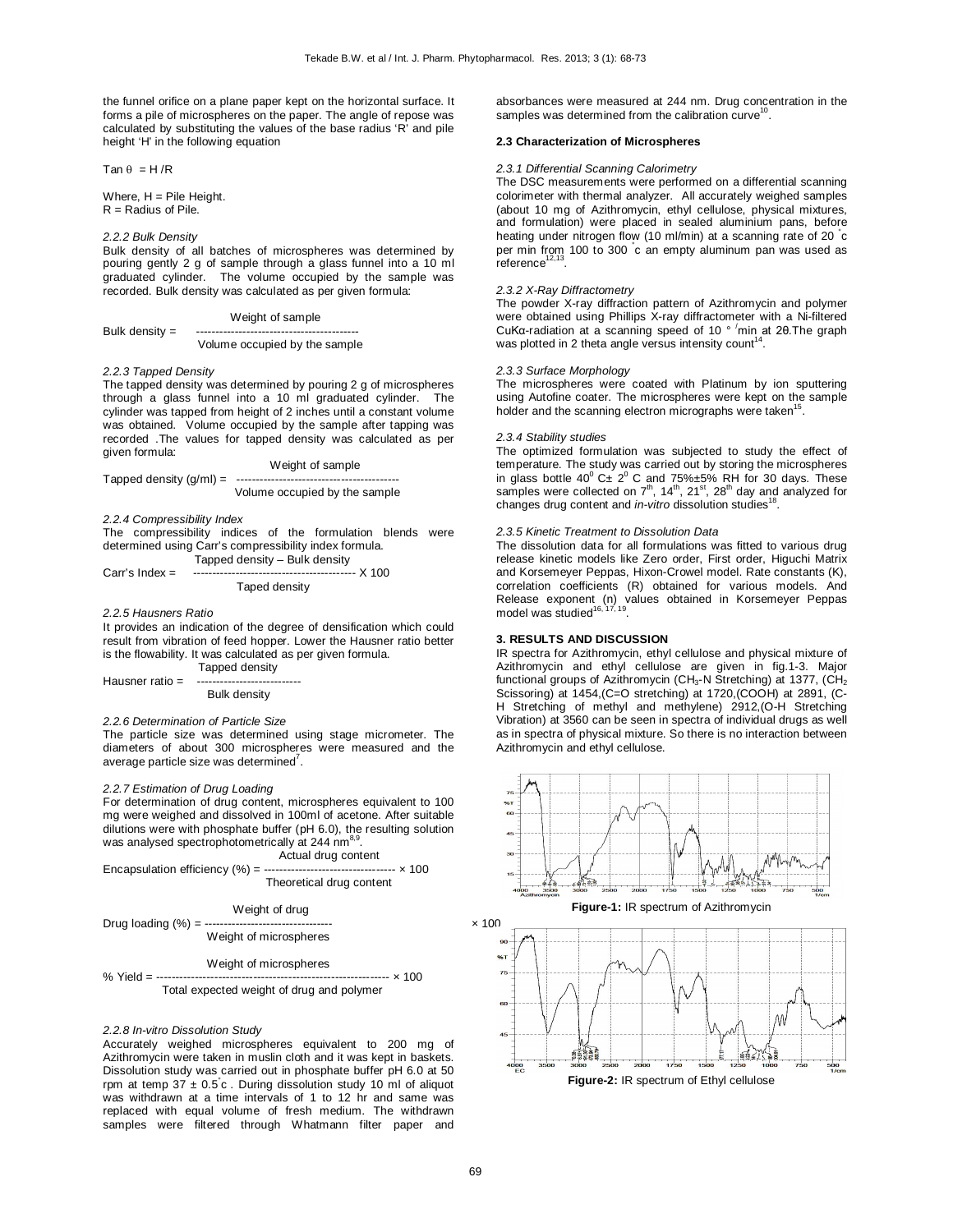the funnel orifice on a plane paper kept on the horizontal surface. It forms a pile of microspheres on the paper. The angle of repose was calculated by substituting the values of the base radius 'R' and pile height 'H' in the following equation

$$\tan \theta = H/R$$

Where, H = Pile Height.
R = Radius of Pile.

*2.2.2 Bulk Density*

Bulk density of all batches of microspheres was determined by pouring gently 2 g of sample through a glass funnel into a 10 ml graduated cylinder. The volume occupied by the sample was recorded. Bulk density was calculated as per given formula:

$$\text{Bulk density} = \frac{\text{Weight of sample}}{\text{Volume occupied by the sample}}$$

*2.2.3 Tapped Density*

The tapped density was determined by pouring 2 g of microspheres through a glass funnel into a 10 ml graduated cylinder. The cylinder was tapped from height of 2 inches until a constant volume was obtained. Volume occupied by the sample after tapping was recorded .The values for tapped density was calculated as per given formula:

$$\text{Tapped density (g/ml)} = \frac{\text{Weight of sample}}{\text{Volume occupied by the sample}}$$

*2.2.4 Compressibility Index*

The compressibility indices of the formulation blends were determined using Carr's compressibility index formula.

$$\text{Carr's Index} = \frac{\text{Tapped density – Bulk density}}{\text{Taped density}} \times 100$$

*2.2.5 Hausners Ratio*

It provides an indication of the degree of densification which could result from vibration of feed hopper. Lower the Hausner ratio better is the flowability. It was calculated as per given formula.

$$\text{Hausner ratio} = \frac{\text{Tapped density}}{\text{Bulk density}}$$

*2.2.6 Determination of Particle Size*

The particle size was determined using stage micrometer. The diameters of about 300 microspheres were measured and the average particle size was determined[7].

*2.2.7 Estimation of Drug Loading*

For determination of drug content, microspheres equivalent to 100 mg were weighed and dissolved in 100ml of acetone. After suitable dilutions were with phosphate buffer (pH 6.0), the resulting solution was analysed spectrophotometrically at 244 nm[8,9].

$$\text{Encapsulation efficiency (\%)} = \frac{\text{Actual drug content}}{\text{Theoretical drug content}} \times 100$$

$$\text{Drug loading (\%)} = \frac{\text{Weight of drug}}{\text{Weight of microspheres}} \times 100$$

$$\text{\% Yield} = \frac{\text{Weight of microspheres}}{\text{Total expected weight of drug and polymer}} \times 100$$

*2.2.8 In-vitro Dissolution Study*

Accurately weighed microspheres equivalent to 200 mg of Azithromycin were taken in muslin cloth and it was kept in baskets. Dissolution study was carried out in phosphate buffer pH 6.0 at 50 rpm at temp $37 \pm 0.5^{\circ}$c . During dissolution study 10 ml of aliquot was withdrawn at a time intervals of 1 to 12 hr and same was replaced with equal volume of fresh medium. The withdrawn samples were filtered through Whatmann filter paper and absorbances were measured at 244 nm. Drug concentration in the samples was determined from the calibration curve[10].

### 2.3 Characterization of Microspheres

*2.3.1 Differential Scanning Calorimetry*

The DSC measurements were performed on a differential scanning colorimeter with thermal analyzer. All accurately weighed samples (about 10 mg of Azithromycin, ethyl cellulose, physical mixtures, and formulation) were placed in sealed aluminium pans, before heating under nitrogen flow (10 ml/min) at a scanning rate of 20 $^{\circ}$c per min from 100 to 300 $^{\circ}$c an empty aluminum pan was used as reference[12,13].

*2.3.2 X-Ray Diffractometry*

The powder X-ray diffraction pattern of Azithromycin and polymer were obtained using Phillips X-ray diffractometer with a Ni-filtered CuKα-radiation at a scanning speed of 10 °/min at 2θ.The graph was plotted in 2 theta angle versus intensity count[14].

*2.3.3 Surface Morphology*

The microspheres were coated with Platinum by ion sputtering using Autofine coater. The microspheres were kept on the sample holder and the scanning electron micrographs were taken[15].

*2.3.4 Stability studies*

The optimized formulation was subjected to study the effect of temperature. The study was carried out by storing the microspheres in glass bottle $40^{0}$ C± $2^{0}$ C and 75%±5% RH for 30 days. These samples were collected on 7th, 14th, 21st, 28th day and analyzed for changes drug content and *in-vitro* dissolution studies[18].

*2.3.5 Kinetic Treatment to Dissolution Data*

The dissolution data for all formulations was fitted to various drug release kinetic models like Zero order, First order, Higuchi Matrix and Korsemeyer Peppas, Hixon-Crowel model. Rate constants (K), correlation coefficients (R) obtained for various models. And Release exponent (n) values obtained in Korsemeyer Peppas model was studied[16, 17, 19].

## 3. RESULTS AND DISCUSSION

IR spectra for Azithromycin, ethyl cellulose and physical mixture of Azithromycin and ethyl cellulose are given in fig.1-3. Major functional groups of Azithromycin ($CH_3$-N Stretching) at 1377, ($CH_2$ Scissoring) at 1454,(C=O stretching) at 1720,(COOH) at 2891, (C-H Stretching of methyl and methylene) 2912,(O-H Stretching Vibration) at 3560 can be seen in spectra of individual drugs as well as in spectra of physical mixture. So there is no interaction between Azithromycin and ethyl cellulose.

**Figure-1:** IR spectrum of Azithromycin

**Figure-2:** IR spectrum of Ethyl cellulose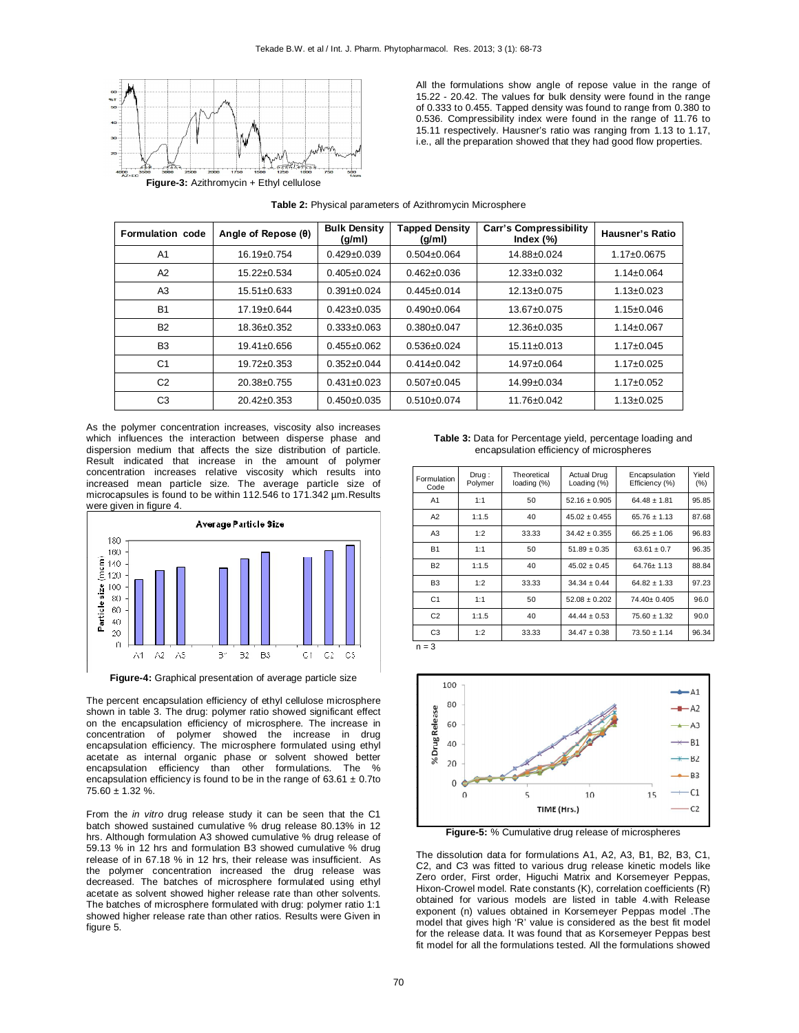Figure-3: Azithromycin + Ethyl cellulose

All the formulations show angle of repose value in the range of 15.22 - 20.42. The values for bulk density were found in the range of 0.333 to 0.455. Tapped density was found to range from 0.380 to 0.536. Compressibility index were found in the range of 11.76 to 15.11 respectively. Hausner's ratio was ranging from 1.13 to 1.17, i.e., all the preparation showed that they had good flow properties.

**Table 2:** Physical parameters of Azithromycin Microsphere

| Formulation code | Angle of Repose (θ) | Bulk Density (g/ml) | Tapped Density (g/ml) | Carr's Compressibility Index (%) | Hausner's Ratio |
|---|---|---|---|---|---|
| A1 | 16.19±0.754 | 0.429±0.039 | 0.504±0.064 | 14.88±0.024 | 1.17±0.0675 |
| A2 | 15.22±0.534 | 0.405±0.024 | 0.462±0.036 | 12.33±0.032 | 1.14±0.064 |
| A3 | 15.51±0.633 | 0.391±0.024 | 0.445±0.014 | 12.13±0.075 | 1.13±0.023 |
| B1 | 17.19±0.644 | 0.423±0.035 | 0.490±0.064 | 13.67±0.075 | 1.15±0.046 |
| B2 | 18.36±0.352 | 0.333±0.063 | 0.380±0.047 | 12.36±0.035 | 1.14±0.067 |
| B3 | 19.41±0.656 | 0.455±0.062 | 0.536±0.024 | 15.11±0.013 | 1.17±0.045 |
| C1 | 19.72±0.353 | 0.352±0.044 | 0.414±0.042 | 14.97±0.064 | 1.17±0.025 |
| C2 | 20.38±0.755 | 0.431±0.023 | 0.507±0.045 | 14.99±0.034 | 1.17±0.052 |
| C3 | 20.42±0.353 | 0.450±0.035 | 0.510±0.074 | 11.76±0.042 | 1.13±0.025 |

As the polymer concentration increases, viscosity also increases which influences the interaction between disperse phase and dispersion medium that affects the size distribution of particle. Result indicated that increase in the amount of polymer concentration increases relative viscosity which results into increased mean particle size. The average particle size of microcapsules is found to be within 112.546 to 171.342 µm.Results were given in figure 4.

**Figure-4:** Graphical presentation of average particle size

The percent encapsulation efficiency of ethyl cellulose microsphere shown in table 3. The drug: polymer ratio showed significant effect on the encapsulation efficiency of microsphere. The increase in concentration of polymer showed the increase in drug encapsulation efficiency. The microsphere formulated using ethyl acetate as internal organic phase or solvent showed better encapsulation efficiency than other formulations. The % encapsulation efficiency is found to be in the range of 63.61 ± 0.7to 75.60 ± 1.32 %.

From the *in vitro* drug release study it can be seen that the C1 batch showed sustained cumulative % drug release 80.13% in 12 hrs. Although formulation A3 showed cumulative % drug release of 59.13 % in 12 hrs and formulation B3 showed cumulative % drug release of in 67.18 % in 12 hrs, their release was insufficient. As the polymer concentration increased the drug release was decreased. The batches of microsphere formulated using ethyl acetate as solvent showed higher release rate than other solvents. The batches of microsphere formulated with drug: polymer ratio 1:1 showed higher release rate than other ratios. Results were Given in figure 5.

**Table 3:** Data for Percentage yield, percentage loading and encapsulation efficiency of microspheres

| Formulation Code | Drug : Polymer | Theoretical loading (%) | Actual Drug Loading (%) | Encapsulation Efficiency (%) | Yield (%) |
|---|---|---|---|---|---|
| A1 | 1:1 | 50 | 52.16 ± 0.905 | 64.48 ± 1.81 | 95.85 |
| A2 | 1:1.5 | 40 | 45.02 ± 0.455 | 65.76 ± 1.13 | 87.68 |
| A3 | 1:2 | 33.33 | 34.42 ± 0.355 | 66.25 ± 1.06 | 96.83 |
| B1 | 1:1 | 50 | 51.89 ± 0.35 | 63.61 ± 0.7 | 96.35 |
| B2 | 1:1.5 | 40 | 45.02 ± 0.45 | 64.76± 1.13 | 88.84 |
| B3 | 1:2 | 33.33 | 34.34 ± 0.44 | 64.82 ± 1.33 | 97.23 |
| C1 | 1:1 | 50 | 52.08 ± 0.202 | 74.40± 0.405 | 96.0 |
| C2 | 1:1.5 | 40 | 44.44 ± 0.53 | 75.60 ± 1.32 | 90.0 |
| C3 | 1:2 | 33.33 | 34.47 ± 0.38 | 73.50 ± 1.14 | 96.34 |

n = 3

**Figure-5:** % Cumulative drug release of microspheres

The dissolution data for formulations A1, A2, A3, B1, B2, B3, C1, C2, and C3 was fitted to various drug release kinetic models like Zero order, First order, Higuchi Matrix and Korsemeyer Peppas, Hixon-Crowel model. Rate constants (K), correlation coefficients (R) obtained for various models are listed in table 4.with Release exponent (n) values obtained in Korsemeyer Peppas model .The model that gives high 'R' value is considered as the best fit model for the release data. It was found that as Korsemeyer Peppas best fit model for all the formulations tested. All the formulations showed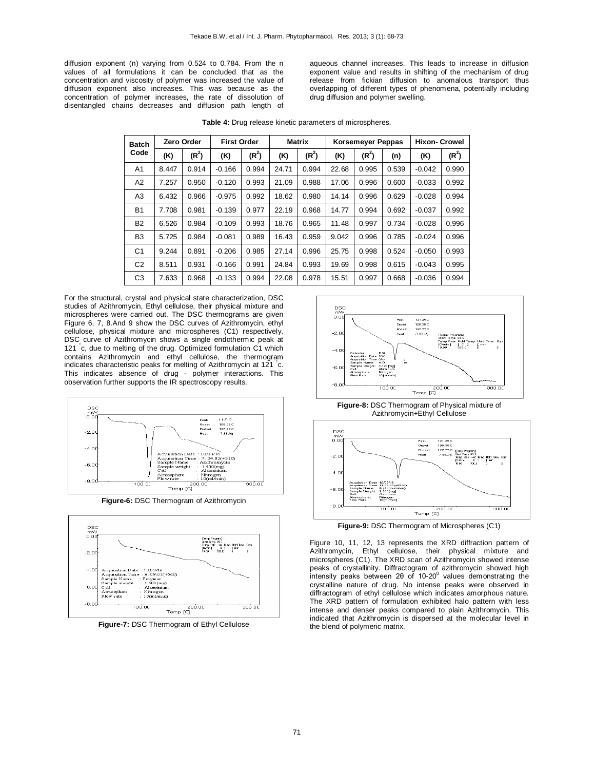diffusion exponent (n) varying from 0.524 to 0.784. From the n values of all formulations it can be concluded that as the concentration and viscosity of polymer was increased the value of diffusion exponent also increases. This was because as the concentration of polymer increases, the rate of dissolution of disentangled chains decreases and diffusion path length of aqueous channel increases. This leads to increase in diffusion exponent value and results in shifting of the mechanism of drug release from fickian diffusion to anomalous transport thus overlapping of different types of phenomena, potentially including drug diffusion and polymer swelling.

**Table 4:** Drug release kinetic parameters of microspheres.

| Batch Code | Zero Order | | First Order | | Matrix | | Korsemeyer Peppas | | | Hixon- Crowel | |
|---|---|---|---|---|---|---|---|---|---|---|---|
| | (K) | $(R^2)$ | (K) | $(R^2)$ | (K) | $(R^2)$ | (K) | $(R^2)$ | (n) | (K) | $(R^2)$ |
| A1 | 8.447 | 0.914 | -0.166 | 0.994 | 24.71 | 0.994 | 22.68 | 0.995 | 0.539 | -0.042 | 0.990 |
| A2 | 7.257 | 0.950 | -0.120 | 0.993 | 21.09 | 0.988 | 17.06 | 0.996 | 0.600 | -0.033 | 0.992 |
| A3 | 6.432 | 0.966 | -0.975 | 0.992 | 18.62 | 0.980 | 14.14 | 0.996 | 0.629 | -0.028 | 0.994 |
| B1 | 7.708 | 0.981 | -0.139 | 0.977 | 22.19 | 0.968 | 14.77 | 0.994 | 0.692 | -0.037 | 0.992 |
| B2 | 6.526 | 0.984 | -0.109 | 0.993 | 18.76 | 0.965 | 11.48 | 0.997 | 0.734 | -0.028 | 0.996 |
| B3 | 5.725 | 0.984 | -0.081 | 0.989 | 16.43 | 0.959 | 9.042 | 0.996 | 0.785 | -0.024 | 0.996 |
| C1 | 9.244 | 0.891 | -0.206 | 0.985 | 27.14 | 0.996 | 25.75 | 0.998 | 0.524 | -0.050 | 0.993 |
| C2 | 8.511 | 0.931 | -0.166 | 0.991 | 24.84 | 0.993 | 19.69 | 0.998 | 0.615 | -0.043 | 0.995 |
| C3 | 7.633 | 0.968 | -0.133 | 0.994 | 22.08 | 0.978 | 15.51 | 0.997 | 0.668 | -0.036 | 0.994 |

For the structural, crystal and physical state characterization, DSC studies of Azithromycin, Ethyl cellulose, their physical mixture and microspheres were carried out. The DSC thermograms are given Figure 6, 7, 8.And 9 show the DSC curves of Azithromycin, ethyl cellulose, physical mixture and microspheres (C1) respectively. DSC curve of Azithromycin shows a single endothermic peak at 121 °c, due to melting of the drug. Optimized formulation C1 which contains Azithromycin and ethyl cellulose, the thermogram indicates characteristic peaks for melting of Azithromycin at 121 °c. This indicates absence of drug - polymer interactions. This observation further supports the IR spectroscopy results.

**Figure-6:** DSC Thermogram of Azithromycin

**Figure-7:** DSC Thermogram of Ethyl Cellulose

**Figure-8:** DSC Thermogram of Physical mixture of Azithromycin+Ethyl Cellulose

**Figure-9:** DSC Thermogram of Microspheres (C1)

Figure 10, 11, 12, 13 represents the XRD diffraction pattern of Azithromycin, Ethyl cellulose, their physical mixture and microspheres (C1). The XRD scan of Azithromycin showed intense peaks of crystallinity. Diffractogram of azithromycin showed high intensity peaks between 2θ of 10-20$^0$ values demonstrating the crystalline nature of drug. No intense peaks were observed in diffractogram of ethyl cellulose which indicates amorphous nature. The XRD pattern of formulation exhibited halo pattern with less intense and denser peaks compared to plain Azithromycin. This indicated that Azithromycin is dispersed at the molecular level in the blend of polymeric matrix.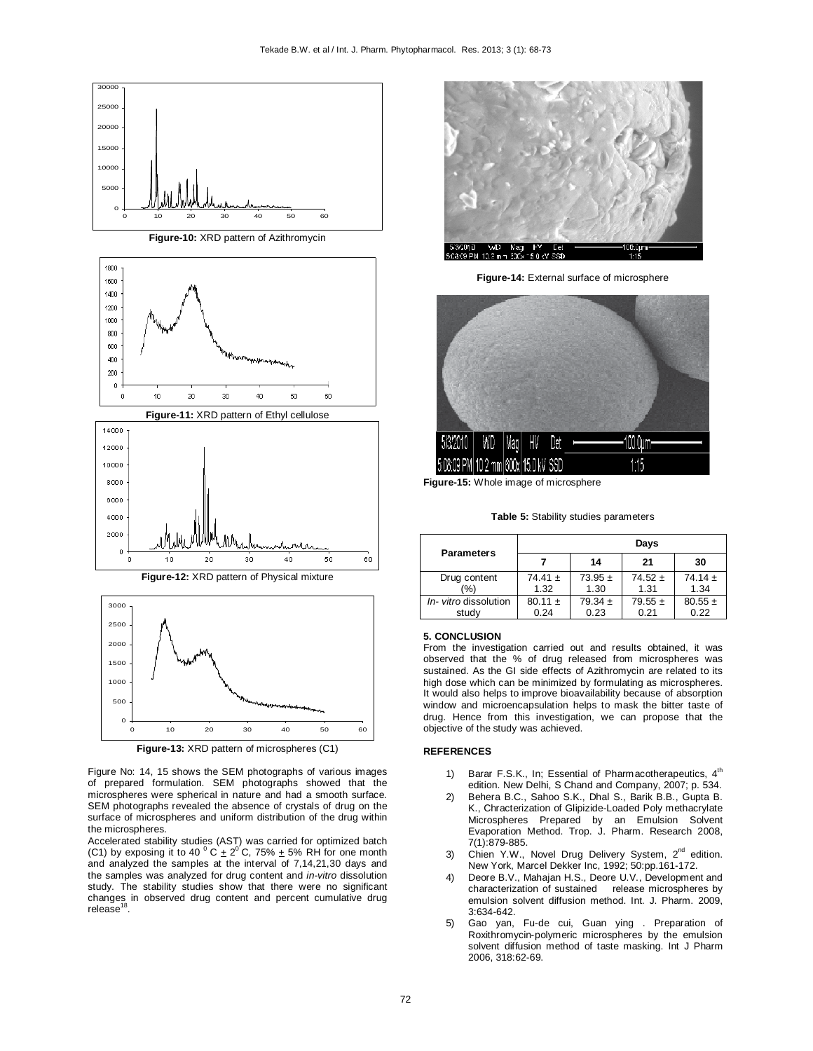Figure-10: XRD pattern of Azithromycin

Figure-11: XRD pattern of Ethyl cellulose

Figure-12: XRD pattern of Physical mixture

Figure-13: XRD pattern of microspheres (C1)

Figure No: 14, 15 shows the SEM photographs of various images of prepared formulation. SEM photographs showed that the microspheres were spherical in nature and had a smooth surface. SEM photographs revealed the absence of crystals of drug on the surface of microspheres and uniform distribution of the drug within the microspheres.

Accelerated stability studies (AST) was carried for optimized batch (C1) by exposing it to 40 $^0$C $\pm$ 2$^0$C, 75% $\pm$ 5% RH for one month and analyzed the samples at the interval of 7,14,21,30 days and the samples was analyzed for drug content and *in-vitro* dissolution study. The stability studies show that there were no significant changes in observed drug content and percent cumulative drug release[18].

Figure-14: External surface of microsphere

Figure-15: Whole image of microsphere

Table 5: Stability studies parameters

| Parameters | Days | | | |
|---|---|---|---|---|
| | 7 | 14 | 21 | 30 |
| Drug content (%) | 74.41 ± 1.32 | 73.95 ± 1.30 | 74.52 ± 1.31 | 74.14 ± 1.34 |
| *In- vitro* dissolution study | 80.11 ± 0.24 | 79.34 ± 0.23 | 79.55 ± 0.21 | 80.55 ± 0.22 |

## 5. CONCLUSION

From the investigation carried out and results obtained, it was observed that the % of drug released from microspheres was sustained. As the GI side effects of Azithromycin are related to its high dose which can be minimized by formulating as microspheres. It would also helps to improve bioavailability because of absorption window and microencapsulation helps to mask the bitter taste of drug. Hence from this investigation, we can propose that the objective of the study was achieved.

## REFERENCES

1) Barar F.S.K., In; Essential of Pharmacotherapeutics, 4th edition. New Delhi, S Chand and Company, 2007; p. 534.
2) Behera B.C., Sahoo S.K., Dhal S., Barik B.B., Gupta B. K., Chracterization of Glipizide-Loaded Poly methacrylate Microspheres Prepared by an Emulsion Solvent Evaporation Method. Trop. J. Pharm. Research 2008, 7(1):879-885.
3) Chien Y.W., Novel Drug Delivery System, 2nd edition. New York, Marcel Dekker Inc, 1992; 50:pp.161-172.
4) Deore B.V., Mahajan H.S., Deore U.V., Development and characterization of sustained release microspheres by emulsion solvent diffusion method. Int. J. Pharm. 2009, 3:634-642.
5) Gao yan, Fu-de cui, Guan ying . Preparation of Roxithromycin-polymeric microspheres by the emulsion solvent diffusion method of taste masking. Int J Pharm 2006, 318:62-69.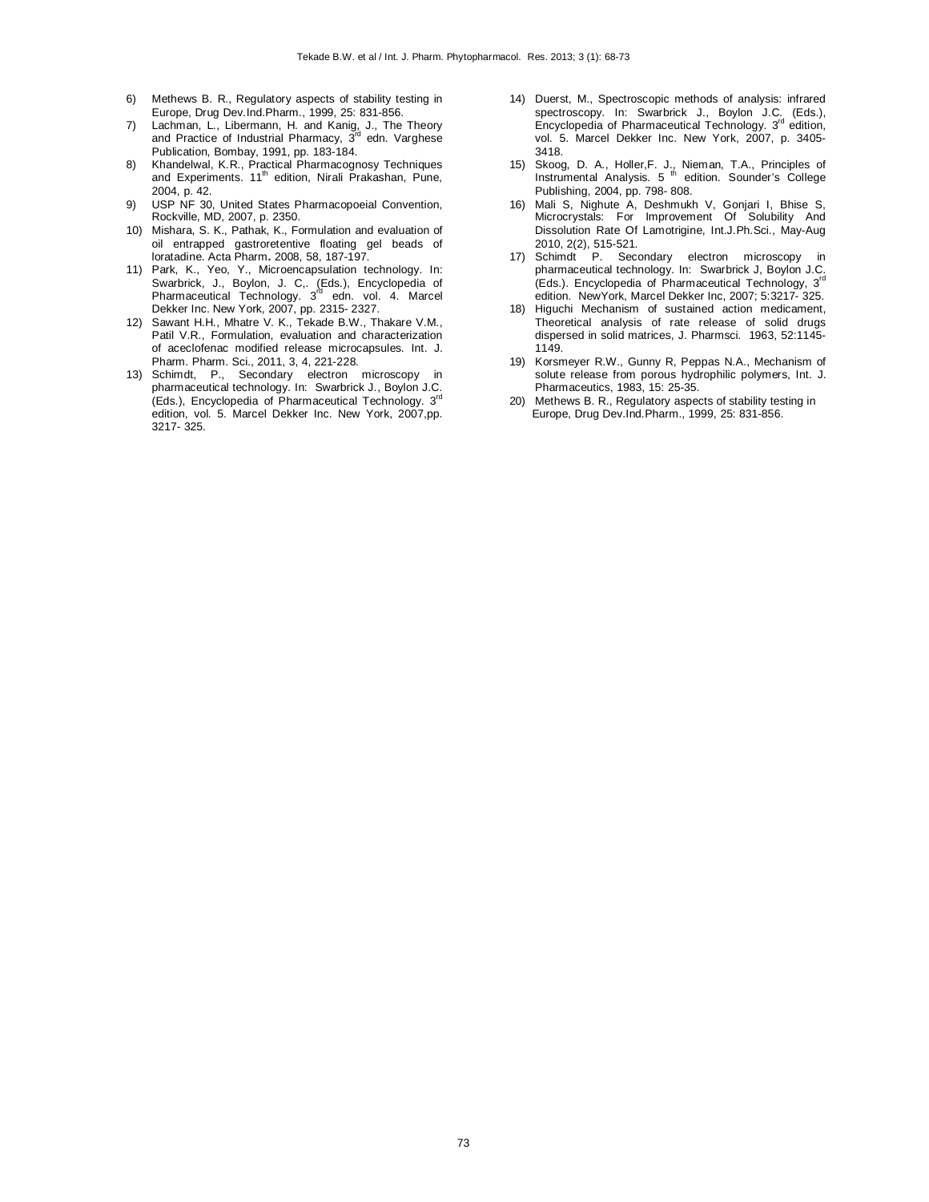6) Methews B. R., Regulatory aspects of stability testing in Europe, Drug Dev.Ind.Pharm., 1999, 25: 831-856.
7) Lachman, L., Libermann, H. and Kanig, J., The Theory and Practice of Industrial Pharmacy, 3rd edn. Varghese Publication, Bombay, 1991, pp. 183-184.
8) Khandelwal, K.R., Practical Pharmacognosy Techniques and Experiments. 11th edition, Nirali Prakashan, Pune, 2004, p. 42.
9) USP NF 30, United States Pharmacopoeial Convention, Rockville, MD, 2007, p. 2350.
10) Mishara, S. K., Pathak, K., Formulation and evaluation of oil entrapped gastroretentive floating gel beads of loratadine. Acta Pharm**.** 2008, 58, 187-197.
11) Park, K., Yeo, Y., Microencapsulation technology. In: Swarbrick, J., Boylon, J. C,. (Eds.), Encyclopedia of Pharmaceutical Technology. 3rd edn. vol. 4. Marcel Dekker Inc. New York, 2007, pp. 2315- 2327.
12) Sawant H.H., Mhatre V. K., Tekade B.W., Thakare V.M., Patil V.R., Formulation, evaluation and characterization of aceclofenac modified release microcapsules. Int. J. Pharm. Pharm. Sci., 2011, 3, 4, 221-228.
13) Schimdt, P., Secondary electron microscopy in pharmaceutical technology. In: Swarbrick J., Boylon J.C. (Eds.), Encyclopedia of Pharmaceutical Technology. 3rd edition, vol. 5. Marcel Dekker Inc. New York, 2007,pp. 3217- 325.
14) Duerst, M., Spectroscopic methods of analysis: infrared spectroscopy. In: Swarbrick J., Boylon J.C. (Eds.), Encyclopedia of Pharmaceutical Technology. 3rd edition, vol. 5. Marcel Dekker Inc. New York, 2007, p. 3405-3418.
15) Skoog, D. A., Holler,F. J., Nieman, T.A., Principles of Instrumental Analysis. 5 th edition. Sounder's College Publishing, 2004, pp. 798- 808.
16) Mali S, Nighute A, Deshmukh V, Gonjari I, Bhise S, Microcrystals: For Improvement Of Solubility And Dissolution Rate Of Lamotrigine, Int.J.Ph.Sci., May-Aug 2010, 2(2), 515-521.
17) Schimdt P. Secondary electron microscopy in pharmaceutical technology. In: Swarbrick J, Boylon J.C. (Eds.). Encyclopedia of Pharmaceutical Technology, 3rd edition. NewYork, Marcel Dekker Inc, 2007; 5:3217- 325.
18) Higuchi Mechanism of sustained action medicament, Theoretical analysis of rate release of solid drugs dispersed in solid matrices, J. Pharmsci. 1963, 52:1145-1149.
19) Korsmeyer R.W., Gunny R, Peppas N.A., Mechanism of solute release from porous hydrophilic polymers, Int. J. Pharmaceutics, 1983, 15: 25-35.
20) Methews B. R., Regulatory aspects of stability testing in Europe, Drug Dev.Ind.Pharm., 1999, 25: 831-856.